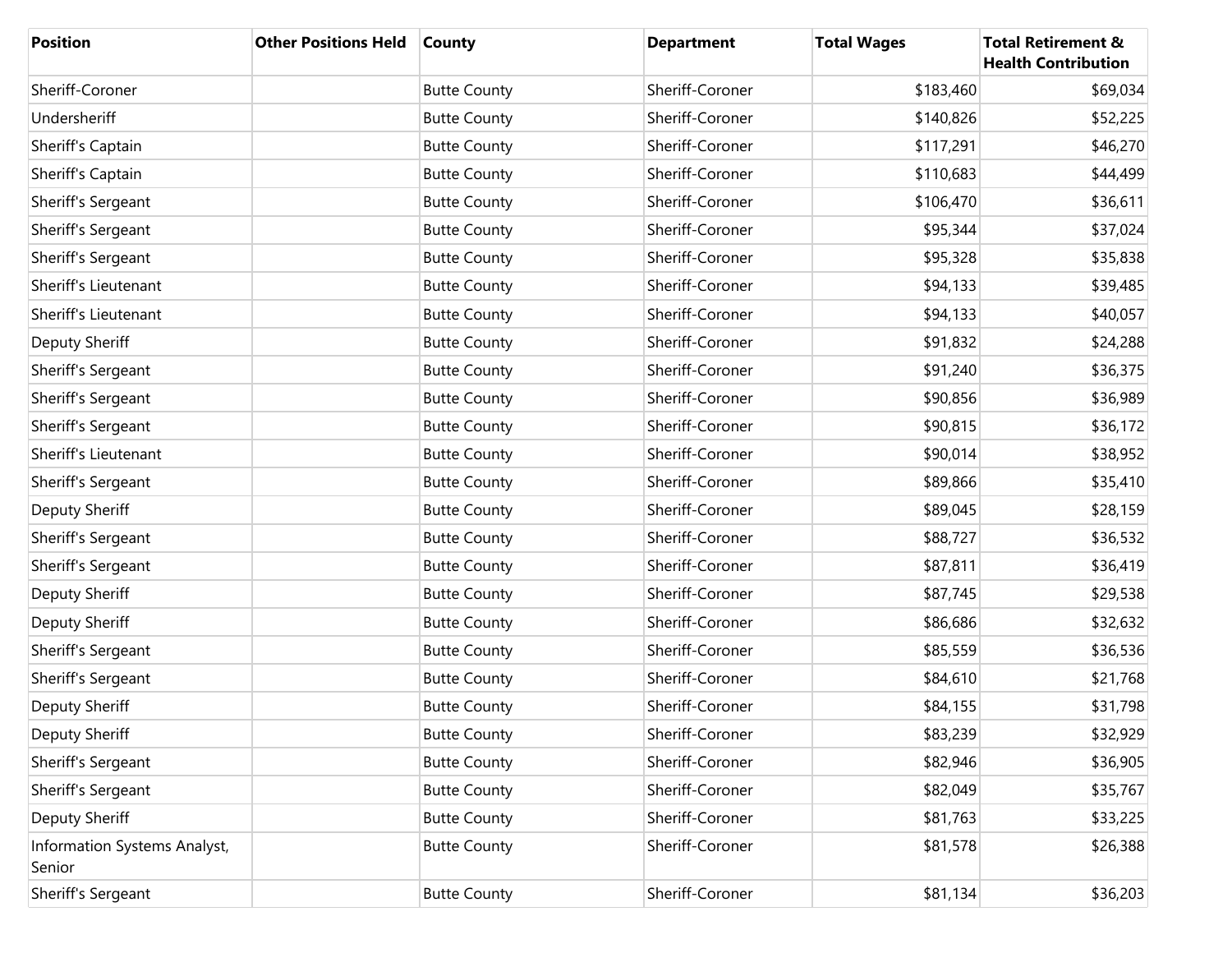| Position | Other Positions Held | County | Department | Total Wages | Total Retirement & Health Contribution |
| --- | --- | --- | --- | --- | --- |
| Sheriff-Coroner | | Butte County | Sheriff-Coroner | $183,460 | $69,034 |
| Undersheriff | | Butte County | Sheriff-Coroner | $140,826 | $52,225 |
| Sheriff's Captain | | Butte County | Sheriff-Coroner | $117,291 | $46,270 |
| Sheriff's Captain | | Butte County | Sheriff-Coroner | $110,683 | $44,499 |
| Sheriff's Sergeant | | Butte County | Sheriff-Coroner | $106,470 | $36,611 |
| Sheriff's Sergeant | | Butte County | Sheriff-Coroner | $95,344 | $37,024 |
| Sheriff's Sergeant | | Butte County | Sheriff-Coroner | $95,328 | $35,838 |
| Sheriff's Lieutenant | | Butte County | Sheriff-Coroner | $94,133 | $39,485 |
| Sheriff's Lieutenant | | Butte County | Sheriff-Coroner | $94,133 | $40,057 |
| Deputy Sheriff | | Butte County | Sheriff-Coroner | $91,832 | $24,288 |
| Sheriff's Sergeant | | Butte County | Sheriff-Coroner | $91,240 | $36,375 |
| Sheriff's Sergeant | | Butte County | Sheriff-Coroner | $90,856 | $36,989 |
| Sheriff's Sergeant | | Butte County | Sheriff-Coroner | $90,815 | $36,172 |
| Sheriff's Lieutenant | | Butte County | Sheriff-Coroner | $90,014 | $38,952 |
| Sheriff's Sergeant | | Butte County | Sheriff-Coroner | $89,866 | $35,410 |
| Deputy Sheriff | | Butte County | Sheriff-Coroner | $89,045 | $28,159 |
| Sheriff's Sergeant | | Butte County | Sheriff-Coroner | $88,727 | $36,532 |
| Sheriff's Sergeant | | Butte County | Sheriff-Coroner | $87,811 | $36,419 |
| Deputy Sheriff | | Butte County | Sheriff-Coroner | $87,745 | $29,538 |
| Deputy Sheriff | | Butte County | Sheriff-Coroner | $86,686 | $32,632 |
| Sheriff's Sergeant | | Butte County | Sheriff-Coroner | $85,559 | $36,536 |
| Sheriff's Sergeant | | Butte County | Sheriff-Coroner | $84,610 | $21,768 |
| Deputy Sheriff | | Butte County | Sheriff-Coroner | $84,155 | $31,798 |
| Deputy Sheriff | | Butte County | Sheriff-Coroner | $83,239 | $32,929 |
| Sheriff's Sergeant | | Butte County | Sheriff-Coroner | $82,946 | $36,905 |
| Sheriff's Sergeant | | Butte County | Sheriff-Coroner | $82,049 | $35,767 |
| Deputy Sheriff | | Butte County | Sheriff-Coroner | $81,763 | $33,225 |
| Information Systems Analyst, Senior | | Butte County | Sheriff-Coroner | $81,578 | $26,388 |
| Sheriff's Sergeant | | Butte County | Sheriff-Coroner | $81,134 | $36,203 |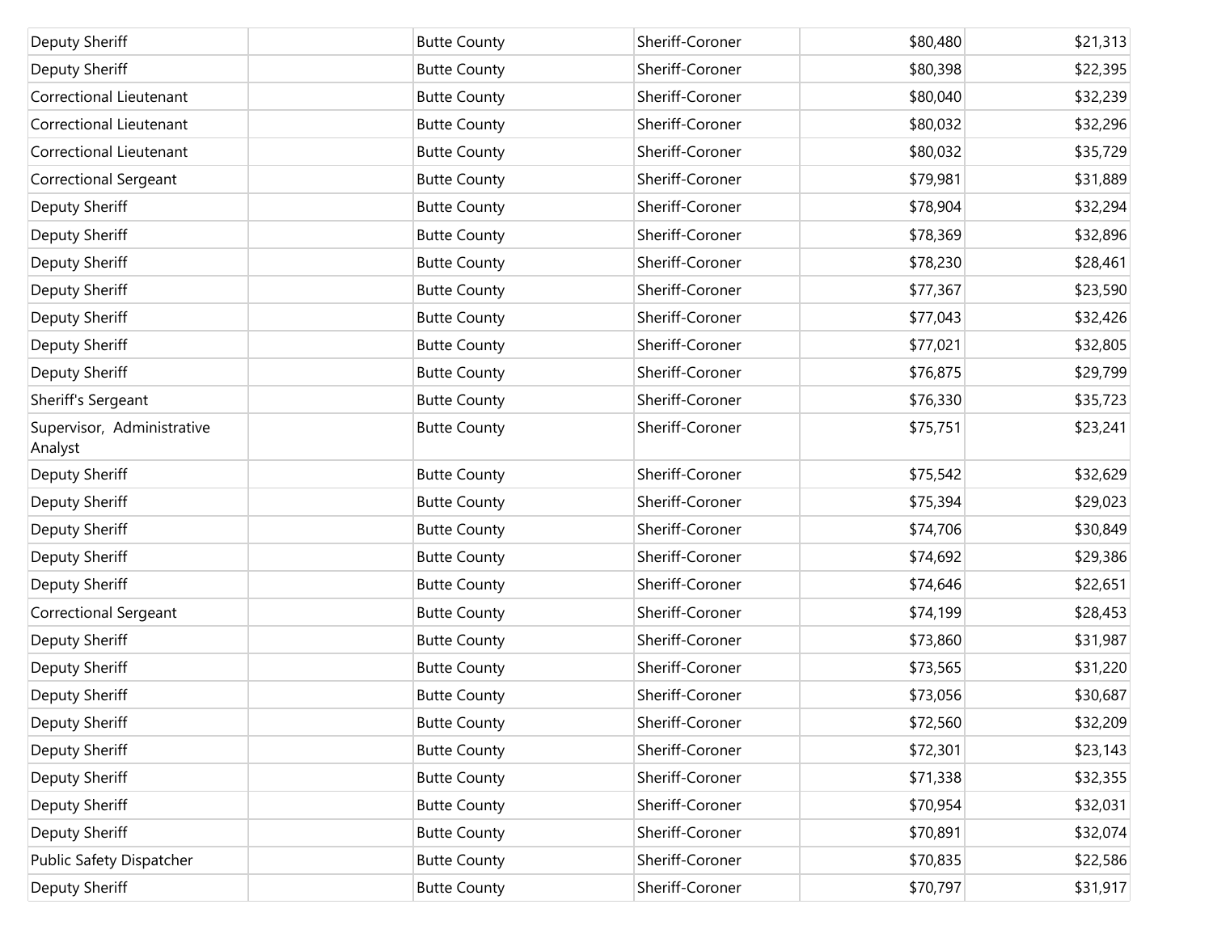| | | | | | |
|---|---|---|---|---|---|
| Deputy Sheriff | | Butte County | Sheriff-Coroner | $80,480 | $21,313 |
| Deputy Sheriff | | Butte County | Sheriff-Coroner | $80,398 | $22,395 |
| Correctional Lieutenant | | Butte County | Sheriff-Coroner | $80,040 | $32,239 |
| Correctional Lieutenant | | Butte County | Sheriff-Coroner | $80,032 | $32,296 |
| Correctional Lieutenant | | Butte County | Sheriff-Coroner | $80,032 | $35,729 |
| Correctional Sergeant | | Butte County | Sheriff-Coroner | $79,981 | $31,889 |
| Deputy Sheriff | | Butte County | Sheriff-Coroner | $78,904 | $32,294 |
| Deputy Sheriff | | Butte County | Sheriff-Coroner | $78,369 | $32,896 |
| Deputy Sheriff | | Butte County | Sheriff-Coroner | $78,230 | $28,461 |
| Deputy Sheriff | | Butte County | Sheriff-Coroner | $77,367 | $23,590 |
| Deputy Sheriff | | Butte County | Sheriff-Coroner | $77,043 | $32,426 |
| Deputy Sheriff | | Butte County | Sheriff-Coroner | $77,021 | $32,805 |
| Deputy Sheriff | | Butte County | Sheriff-Coroner | $76,875 | $29,799 |
| Sheriff's Sergeant | | Butte County | Sheriff-Coroner | $76,330 | $35,723 |
| Supervisor, Administrative Analyst | | Butte County | Sheriff-Coroner | $75,751 | $23,241 |
| Deputy Sheriff | | Butte County | Sheriff-Coroner | $75,542 | $32,629 |
| Deputy Sheriff | | Butte County | Sheriff-Coroner | $75,394 | $29,023 |
| Deputy Sheriff | | Butte County | Sheriff-Coroner | $74,706 | $30,849 |
| Deputy Sheriff | | Butte County | Sheriff-Coroner | $74,692 | $29,386 |
| Deputy Sheriff | | Butte County | Sheriff-Coroner | $74,646 | $22,651 |
| Correctional Sergeant | | Butte County | Sheriff-Coroner | $74,199 | $28,453 |
| Deputy Sheriff | | Butte County | Sheriff-Coroner | $73,860 | $31,987 |
| Deputy Sheriff | | Butte County | Sheriff-Coroner | $73,565 | $31,220 |
| Deputy Sheriff | | Butte County | Sheriff-Coroner | $73,056 | $30,687 |
| Deputy Sheriff | | Butte County | Sheriff-Coroner | $72,560 | $32,209 |
| Deputy Sheriff | | Butte County | Sheriff-Coroner | $72,301 | $23,143 |
| Deputy Sheriff | | Butte County | Sheriff-Coroner | $71,338 | $32,355 |
| Deputy Sheriff | | Butte County | Sheriff-Coroner | $70,954 | $32,031 |
| Deputy Sheriff | | Butte County | Sheriff-Coroner | $70,891 | $32,074 |
| Public Safety Dispatcher | | Butte County | Sheriff-Coroner | $70,835 | $22,586 |
| Deputy Sheriff | | Butte County | Sheriff-Coroner | $70,797 | $31,917 |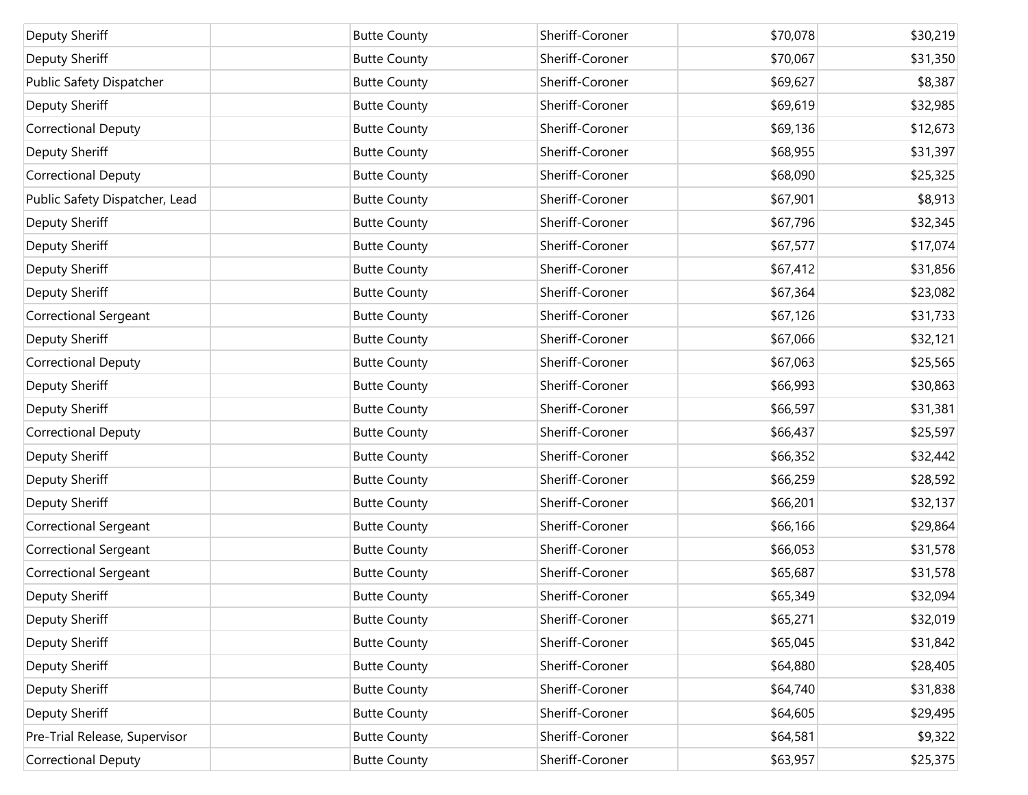| | | | | | |
|---|---|---|---|---|---|
| Deputy Sheriff | | Butte County | Sheriff-Coroner | $70,078 | $30,219 |
| Deputy Sheriff | | Butte County | Sheriff-Coroner | $70,067 | $31,350 |
| Public Safety Dispatcher | | Butte County | Sheriff-Coroner | $69,627 | $8,387 |
| Deputy Sheriff | | Butte County | Sheriff-Coroner | $69,619 | $32,985 |
| Correctional Deputy | | Butte County | Sheriff-Coroner | $69,136 | $12,673 |
| Deputy Sheriff | | Butte County | Sheriff-Coroner | $68,955 | $31,397 |
| Correctional Deputy | | Butte County | Sheriff-Coroner | $68,090 | $25,325 |
| Public Safety Dispatcher, Lead | | Butte County | Sheriff-Coroner | $67,901 | $8,913 |
| Deputy Sheriff | | Butte County | Sheriff-Coroner | $67,796 | $32,345 |
| Deputy Sheriff | | Butte County | Sheriff-Coroner | $67,577 | $17,074 |
| Deputy Sheriff | | Butte County | Sheriff-Coroner | $67,412 | $31,856 |
| Deputy Sheriff | | Butte County | Sheriff-Coroner | $67,364 | $23,082 |
| Correctional Sergeant | | Butte County | Sheriff-Coroner | $67,126 | $31,733 |
| Deputy Sheriff | | Butte County | Sheriff-Coroner | $67,066 | $32,121 |
| Correctional Deputy | | Butte County | Sheriff-Coroner | $67,063 | $25,565 |
| Deputy Sheriff | | Butte County | Sheriff-Coroner | $66,993 | $30,863 |
| Deputy Sheriff | | Butte County | Sheriff-Coroner | $66,597 | $31,381 |
| Correctional Deputy | | Butte County | Sheriff-Coroner | $66,437 | $25,597 |
| Deputy Sheriff | | Butte County | Sheriff-Coroner | $66,352 | $32,442 |
| Deputy Sheriff | | Butte County | Sheriff-Coroner | $66,259 | $28,592 |
| Deputy Sheriff | | Butte County | Sheriff-Coroner | $66,201 | $32,137 |
| Correctional Sergeant | | Butte County | Sheriff-Coroner | $66,166 | $29,864 |
| Correctional Sergeant | | Butte County | Sheriff-Coroner | $66,053 | $31,578 |
| Correctional Sergeant | | Butte County | Sheriff-Coroner | $65,687 | $31,578 |
| Deputy Sheriff | | Butte County | Sheriff-Coroner | $65,349 | $32,094 |
| Deputy Sheriff | | Butte County | Sheriff-Coroner | $65,271 | $32,019 |
| Deputy Sheriff | | Butte County | Sheriff-Coroner | $65,045 | $31,842 |
| Deputy Sheriff | | Butte County | Sheriff-Coroner | $64,880 | $28,405 |
| Deputy Sheriff | | Butte County | Sheriff-Coroner | $64,740 | $31,838 |
| Deputy Sheriff | | Butte County | Sheriff-Coroner | $64,605 | $29,495 |
| Pre-Trial Release, Supervisor | | Butte County | Sheriff-Coroner | $64,581 | $9,322 |
| Correctional Deputy | | Butte County | Sheriff-Coroner | $63,957 | $25,375 |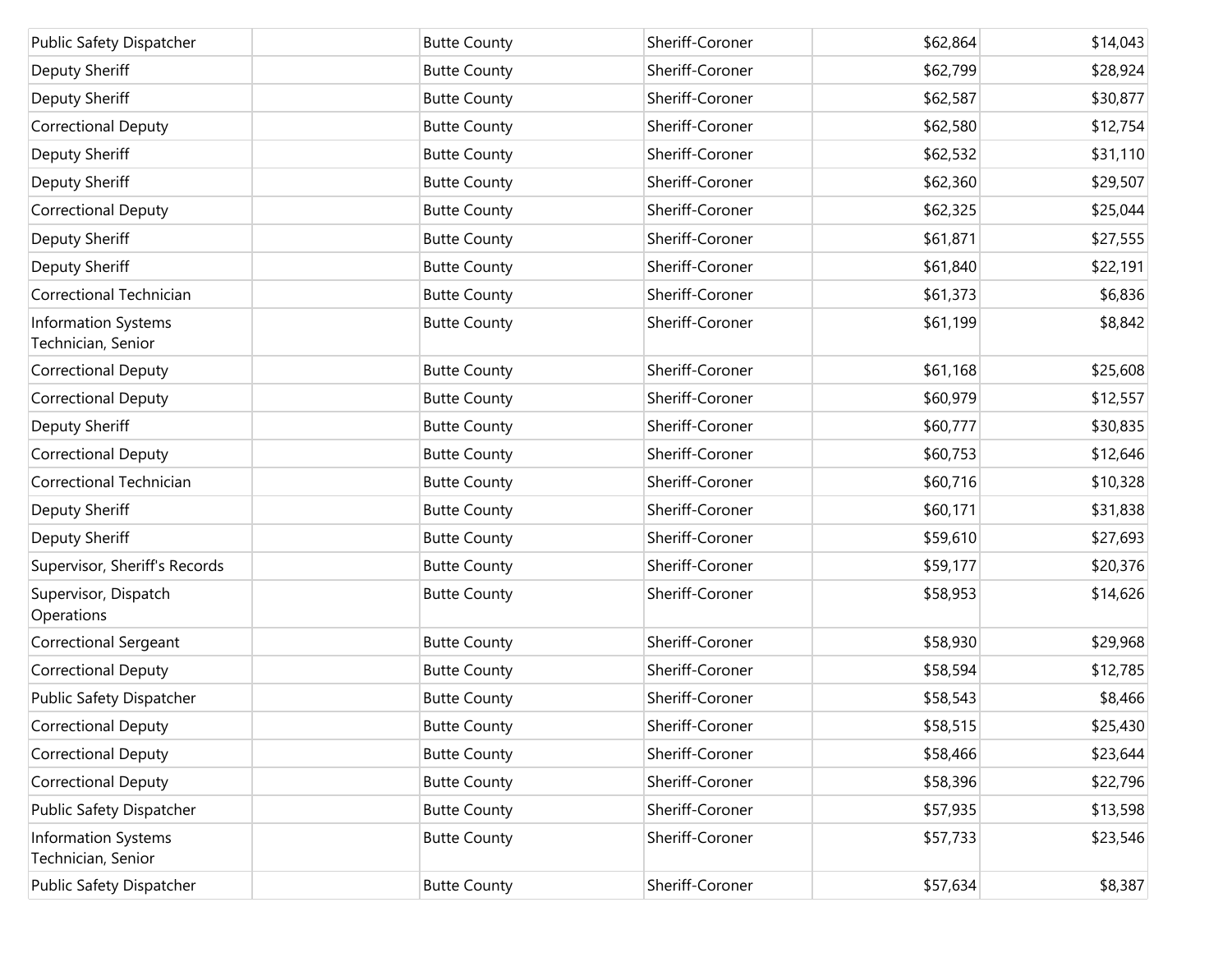| | | | | | |
|---|---|---|---|---|---|
| Public Safety Dispatcher | | Butte County | Sheriff-Coroner | $62,864 | $14,043 |
| Deputy Sheriff | | Butte County | Sheriff-Coroner | $62,799 | $28,924 |
| Deputy Sheriff | | Butte County | Sheriff-Coroner | $62,587 | $30,877 |
| Correctional Deputy | | Butte County | Sheriff-Coroner | $62,580 | $12,754 |
| Deputy Sheriff | | Butte County | Sheriff-Coroner | $62,532 | $31,110 |
| Deputy Sheriff | | Butte County | Sheriff-Coroner | $62,360 | $29,507 |
| Correctional Deputy | | Butte County | Sheriff-Coroner | $62,325 | $25,044 |
| Deputy Sheriff | | Butte County | Sheriff-Coroner | $61,871 | $27,555 |
| Deputy Sheriff | | Butte County | Sheriff-Coroner | $61,840 | $22,191 |
| Correctional Technician | | Butte County | Sheriff-Coroner | $61,373 | $6,836 |
| Information Systems Technician, Senior | | Butte County | Sheriff-Coroner | $61,199 | $8,842 |
| Correctional Deputy | | Butte County | Sheriff-Coroner | $61,168 | $25,608 |
| Correctional Deputy | | Butte County | Sheriff-Coroner | $60,979 | $12,557 |
| Deputy Sheriff | | Butte County | Sheriff-Coroner | $60,777 | $30,835 |
| Correctional Deputy | | Butte County | Sheriff-Coroner | $60,753 | $12,646 |
| Correctional Technician | | Butte County | Sheriff-Coroner | $60,716 | $10,328 |
| Deputy Sheriff | | Butte County | Sheriff-Coroner | $60,171 | $31,838 |
| Deputy Sheriff | | Butte County | Sheriff-Coroner | $59,610 | $27,693 |
| Supervisor, Sheriff's Records | | Butte County | Sheriff-Coroner | $59,177 | $20,376 |
| Supervisor, Dispatch Operations | | Butte County | Sheriff-Coroner | $58,953 | $14,626 |
| Correctional Sergeant | | Butte County | Sheriff-Coroner | $58,930 | $29,968 |
| Correctional Deputy | | Butte County | Sheriff-Coroner | $58,594 | $12,785 |
| Public Safety Dispatcher | | Butte County | Sheriff-Coroner | $58,543 | $8,466 |
| Correctional Deputy | | Butte County | Sheriff-Coroner | $58,515 | $25,430 |
| Correctional Deputy | | Butte County | Sheriff-Coroner | $58,466 | $23,644 |
| Correctional Deputy | | Butte County | Sheriff-Coroner | $58,396 | $22,796 |
| Public Safety Dispatcher | | Butte County | Sheriff-Coroner | $57,935 | $13,598 |
| Information Systems Technician, Senior | | Butte County | Sheriff-Coroner | $57,733 | $23,546 |
| Public Safety Dispatcher | | Butte County | Sheriff-Coroner | $57,634 | $8,387 |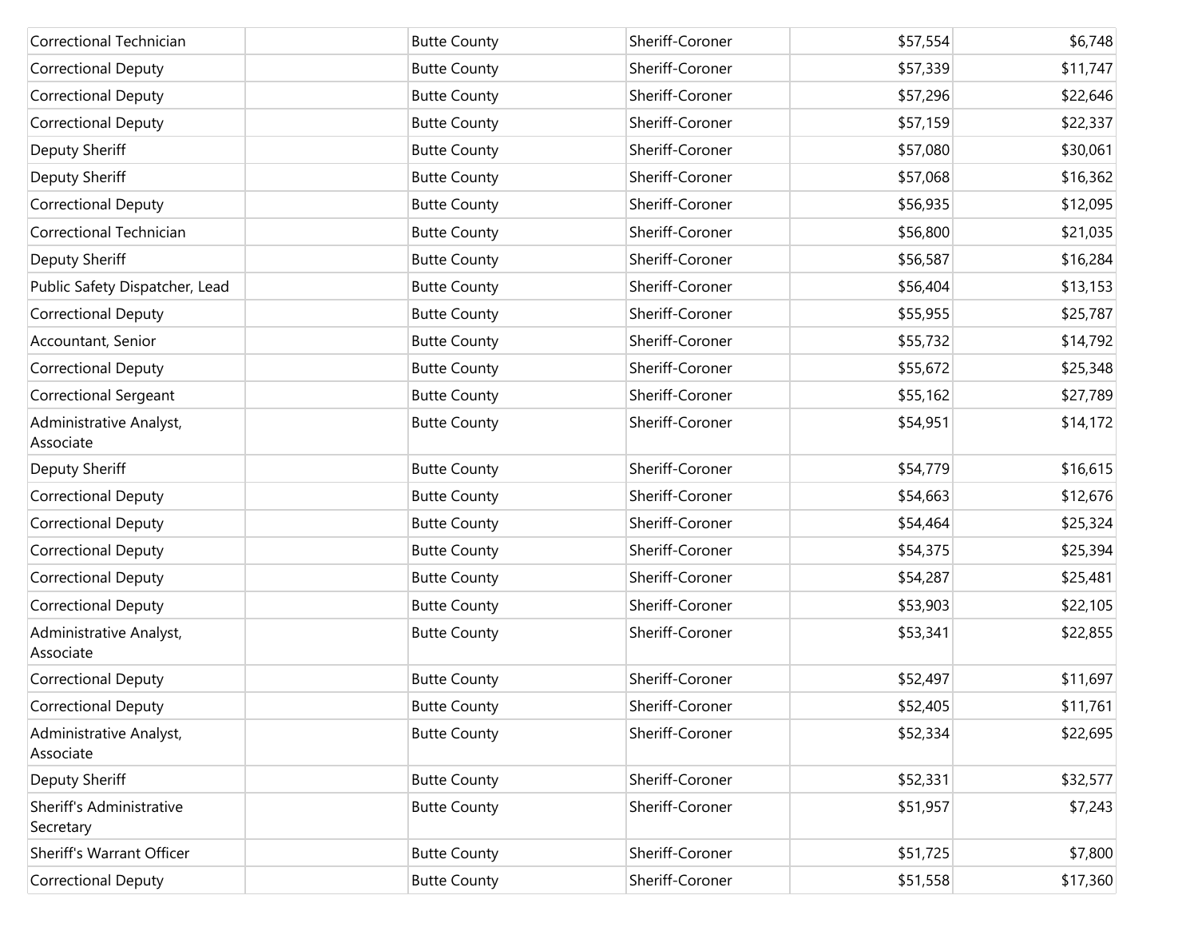| | | | | | |
|---|---|---|---|---|---|
| Correctional Technician | | Butte County | Sheriff-Coroner | $57,554 | $6,748 |
| Correctional Deputy | | Butte County | Sheriff-Coroner | $57,339 | $11,747 |
| Correctional Deputy | | Butte County | Sheriff-Coroner | $57,296 | $22,646 |
| Correctional Deputy | | Butte County | Sheriff-Coroner | $57,159 | $22,337 |
| Deputy Sheriff | | Butte County | Sheriff-Coroner | $57,080 | $30,061 |
| Deputy Sheriff | | Butte County | Sheriff-Coroner | $57,068 | $16,362 |
| Correctional Deputy | | Butte County | Sheriff-Coroner | $56,935 | $12,095 |
| Correctional Technician | | Butte County | Sheriff-Coroner | $56,800 | $21,035 |
| Deputy Sheriff | | Butte County | Sheriff-Coroner | $56,587 | $16,284 |
| Public Safety Dispatcher, Lead | | Butte County | Sheriff-Coroner | $56,404 | $13,153 |
| Correctional Deputy | | Butte County | Sheriff-Coroner | $55,955 | $25,787 |
| Accountant, Senior | | Butte County | Sheriff-Coroner | $55,732 | $14,792 |
| Correctional Deputy | | Butte County | Sheriff-Coroner | $55,672 | $25,348 |
| Correctional Sergeant | | Butte County | Sheriff-Coroner | $55,162 | $27,789 |
| Administrative Analyst, Associate | | Butte County | Sheriff-Coroner | $54,951 | $14,172 |
| Deputy Sheriff | | Butte County | Sheriff-Coroner | $54,779 | $16,615 |
| Correctional Deputy | | Butte County | Sheriff-Coroner | $54,663 | $12,676 |
| Correctional Deputy | | Butte County | Sheriff-Coroner | $54,464 | $25,324 |
| Correctional Deputy | | Butte County | Sheriff-Coroner | $54,375 | $25,394 |
| Correctional Deputy | | Butte County | Sheriff-Coroner | $54,287 | $25,481 |
| Correctional Deputy | | Butte County | Sheriff-Coroner | $53,903 | $22,105 |
| Administrative Analyst, Associate | | Butte County | Sheriff-Coroner | $53,341 | $22,855 |
| Correctional Deputy | | Butte County | Sheriff-Coroner | $52,497 | $11,697 |
| Correctional Deputy | | Butte County | Sheriff-Coroner | $52,405 | $11,761 |
| Administrative Analyst, Associate | | Butte County | Sheriff-Coroner | $52,334 | $22,695 |
| Deputy Sheriff | | Butte County | Sheriff-Coroner | $52,331 | $32,577 |
| Sheriff's Administrative Secretary | | Butte County | Sheriff-Coroner | $51,957 | $7,243 |
| Sheriff's Warrant Officer | | Butte County | Sheriff-Coroner | $51,725 | $7,800 |
| Correctional Deputy | | Butte County | Sheriff-Coroner | $51,558 | $17,360 |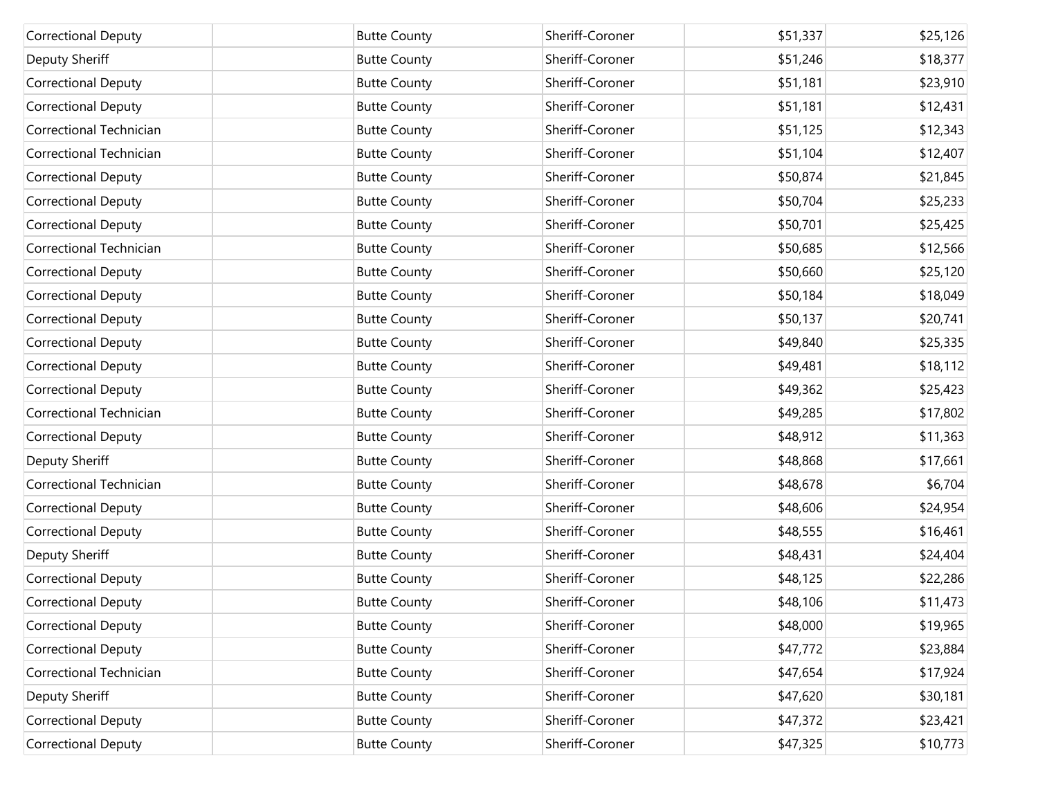| | | | | | |
|---|---|---|---|---|---|
| Correctional Deputy | | Butte County | Sheriff-Coroner | $51,337 | $25,126 |
| Deputy Sheriff | | Butte County | Sheriff-Coroner | $51,246 | $18,377 |
| Correctional Deputy | | Butte County | Sheriff-Coroner | $51,181 | $23,910 |
| Correctional Deputy | | Butte County | Sheriff-Coroner | $51,181 | $12,431 |
| Correctional Technician | | Butte County | Sheriff-Coroner | $51,125 | $12,343 |
| Correctional Technician | | Butte County | Sheriff-Coroner | $51,104 | $12,407 |
| Correctional Deputy | | Butte County | Sheriff-Coroner | $50,874 | $21,845 |
| Correctional Deputy | | Butte County | Sheriff-Coroner | $50,704 | $25,233 |
| Correctional Deputy | | Butte County | Sheriff-Coroner | $50,701 | $25,425 |
| Correctional Technician | | Butte County | Sheriff-Coroner | $50,685 | $12,566 |
| Correctional Deputy | | Butte County | Sheriff-Coroner | $50,660 | $25,120 |
| Correctional Deputy | | Butte County | Sheriff-Coroner | $50,184 | $18,049 |
| Correctional Deputy | | Butte County | Sheriff-Coroner | $50,137 | $20,741 |
| Correctional Deputy | | Butte County | Sheriff-Coroner | $49,840 | $25,335 |
| Correctional Deputy | | Butte County | Sheriff-Coroner | $49,481 | $18,112 |
| Correctional Deputy | | Butte County | Sheriff-Coroner | $49,362 | $25,423 |
| Correctional Technician | | Butte County | Sheriff-Coroner | $49,285 | $17,802 |
| Correctional Deputy | | Butte County | Sheriff-Coroner | $48,912 | $11,363 |
| Deputy Sheriff | | Butte County | Sheriff-Coroner | $48,868 | $17,661 |
| Correctional Technician | | Butte County | Sheriff-Coroner | $48,678 | $6,704 |
| Correctional Deputy | | Butte County | Sheriff-Coroner | $48,606 | $24,954 |
| Correctional Deputy | | Butte County | Sheriff-Coroner | $48,555 | $16,461 |
| Deputy Sheriff | | Butte County | Sheriff-Coroner | $48,431 | $24,404 |
| Correctional Deputy | | Butte County | Sheriff-Coroner | $48,125 | $22,286 |
| Correctional Deputy | | Butte County | Sheriff-Coroner | $48,106 | $11,473 |
| Correctional Deputy | | Butte County | Sheriff-Coroner | $48,000 | $19,965 |
| Correctional Deputy | | Butte County | Sheriff-Coroner | $47,772 | $23,884 |
| Correctional Technician | | Butte County | Sheriff-Coroner | $47,654 | $17,924 |
| Deputy Sheriff | | Butte County | Sheriff-Coroner | $47,620 | $30,181 |
| Correctional Deputy | | Butte County | Sheriff-Coroner | $47,372 | $23,421 |
| Correctional Deputy | | Butte County | Sheriff-Coroner | $47,325 | $10,773 |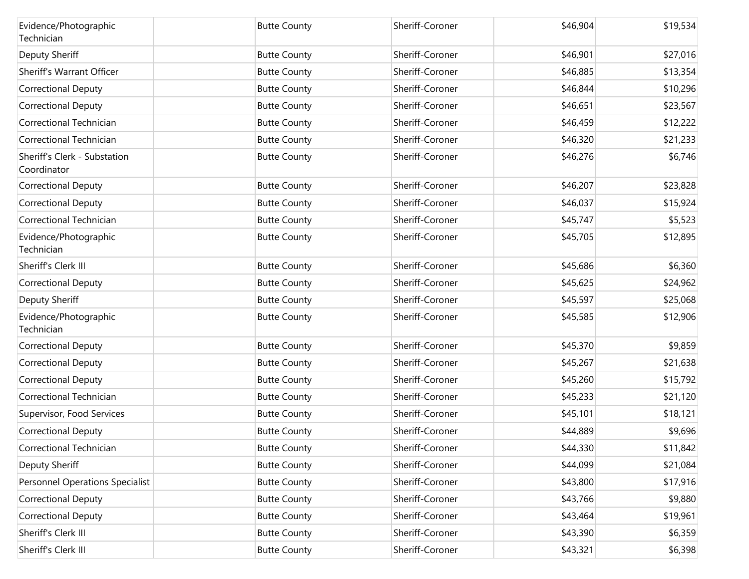| | | | | | |
|---|---|---|---|---|---|
| Evidence/Photographic Technician | | Butte County | Sheriff-Coroner | $46,904 | $19,534 |
| Deputy Sheriff | | Butte County | Sheriff-Coroner | $46,901 | $27,016 |
| Sheriff's Warrant Officer | | Butte County | Sheriff-Coroner | $46,885 | $13,354 |
| Correctional Deputy | | Butte County | Sheriff-Coroner | $46,844 | $10,296 |
| Correctional Deputy | | Butte County | Sheriff-Coroner | $46,651 | $23,567 |
| Correctional Technician | | Butte County | Sheriff-Coroner | $46,459 | $12,222 |
| Correctional Technician | | Butte County | Sheriff-Coroner | $46,320 | $21,233 |
| Sheriff's Clerk - Substation Coordinator | | Butte County | Sheriff-Coroner | $46,276 | $6,746 |
| Correctional Deputy | | Butte County | Sheriff-Coroner | $46,207 | $23,828 |
| Correctional Deputy | | Butte County | Sheriff-Coroner | $46,037 | $15,924 |
| Correctional Technician | | Butte County | Sheriff-Coroner | $45,747 | $5,523 |
| Evidence/Photographic Technician | | Butte County | Sheriff-Coroner | $45,705 | $12,895 |
| Sheriff's Clerk III | | Butte County | Sheriff-Coroner | $45,686 | $6,360 |
| Correctional Deputy | | Butte County | Sheriff-Coroner | $45,625 | $24,962 |
| Deputy Sheriff | | Butte County | Sheriff-Coroner | $45,597 | $25,068 |
| Evidence/Photographic Technician | | Butte County | Sheriff-Coroner | $45,585 | $12,906 |
| Correctional Deputy | | Butte County | Sheriff-Coroner | $45,370 | $9,859 |
| Correctional Deputy | | Butte County | Sheriff-Coroner | $45,267 | $21,638 |
| Correctional Deputy | | Butte County | Sheriff-Coroner | $45,260 | $15,792 |
| Correctional Technician | | Butte County | Sheriff-Coroner | $45,233 | $21,120 |
| Supervisor, Food Services | | Butte County | Sheriff-Coroner | $45,101 | $18,121 |
| Correctional Deputy | | Butte County | Sheriff-Coroner | $44,889 | $9,696 |
| Correctional Technician | | Butte County | Sheriff-Coroner | $44,330 | $11,842 |
| Deputy Sheriff | | Butte County | Sheriff-Coroner | $44,099 | $21,084 |
| Personnel Operations Specialist | | Butte County | Sheriff-Coroner | $43,800 | $17,916 |
| Correctional Deputy | | Butte County | Sheriff-Coroner | $43,766 | $9,880 |
| Correctional Deputy | | Butte County | Sheriff-Coroner | $43,464 | $19,961 |
| Sheriff's Clerk III | | Butte County | Sheriff-Coroner | $43,390 | $6,359 |
| Sheriff's Clerk III | | Butte County | Sheriff-Coroner | $43,321 | $6,398 |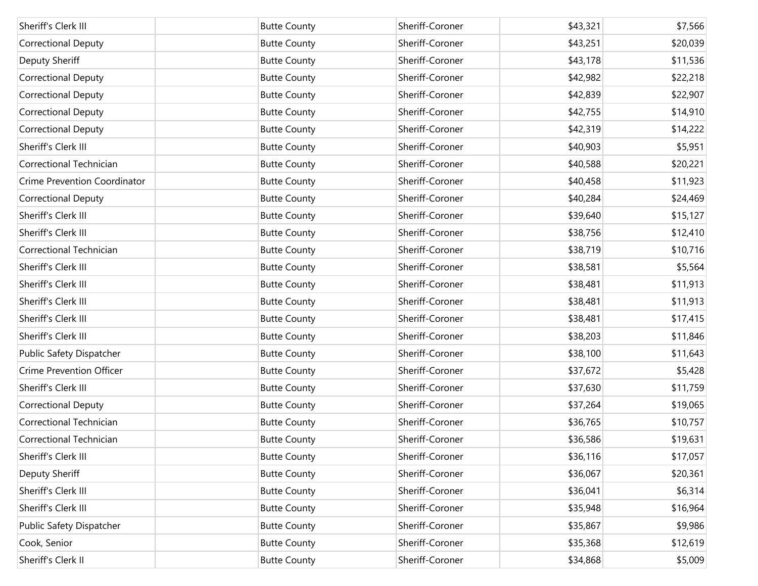| | | | | | |
|---|---|---|---|---|---|
| Sheriff's Clerk III | | Butte County | Sheriff-Coroner | $43,321 | $7,566 |
| Correctional Deputy | | Butte County | Sheriff-Coroner | $43,251 | $20,039 |
| Deputy Sheriff | | Butte County | Sheriff-Coroner | $43,178 | $11,536 |
| Correctional Deputy | | Butte County | Sheriff-Coroner | $42,982 | $22,218 |
| Correctional Deputy | | Butte County | Sheriff-Coroner | $42,839 | $22,907 |
| Correctional Deputy | | Butte County | Sheriff-Coroner | $42,755 | $14,910 |
| Correctional Deputy | | Butte County | Sheriff-Coroner | $42,319 | $14,222 |
| Sheriff's Clerk III | | Butte County | Sheriff-Coroner | $40,903 | $5,951 |
| Correctional Technician | | Butte County | Sheriff-Coroner | $40,588 | $20,221 |
| Crime Prevention Coordinator | | Butte County | Sheriff-Coroner | $40,458 | $11,923 |
| Correctional Deputy | | Butte County | Sheriff-Coroner | $40,284 | $24,469 |
| Sheriff's Clerk III | | Butte County | Sheriff-Coroner | $39,640 | $15,127 |
| Sheriff's Clerk III | | Butte County | Sheriff-Coroner | $38,756 | $12,410 |
| Correctional Technician | | Butte County | Sheriff-Coroner | $38,719 | $10,716 |
| Sheriff's Clerk III | | Butte County | Sheriff-Coroner | $38,581 | $5,564 |
| Sheriff's Clerk III | | Butte County | Sheriff-Coroner | $38,481 | $11,913 |
| Sheriff's Clerk III | | Butte County | Sheriff-Coroner | $38,481 | $11,913 |
| Sheriff's Clerk III | | Butte County | Sheriff-Coroner | $38,481 | $17,415 |
| Sheriff's Clerk III | | Butte County | Sheriff-Coroner | $38,203 | $11,846 |
| Public Safety Dispatcher | | Butte County | Sheriff-Coroner | $38,100 | $11,643 |
| Crime Prevention Officer | | Butte County | Sheriff-Coroner | $37,672 | $5,428 |
| Sheriff's Clerk III | | Butte County | Sheriff-Coroner | $37,630 | $11,759 |
| Correctional Deputy | | Butte County | Sheriff-Coroner | $37,264 | $19,065 |
| Correctional Technician | | Butte County | Sheriff-Coroner | $36,765 | $10,757 |
| Correctional Technician | | Butte County | Sheriff-Coroner | $36,586 | $19,631 |
| Sheriff's Clerk III | | Butte County | Sheriff-Coroner | $36,116 | $17,057 |
| Deputy Sheriff | | Butte County | Sheriff-Coroner | $36,067 | $20,361 |
| Sheriff's Clerk III | | Butte County | Sheriff-Coroner | $36,041 | $6,314 |
| Sheriff's Clerk III | | Butte County | Sheriff-Coroner | $35,948 | $16,964 |
| Public Safety Dispatcher | | Butte County | Sheriff-Coroner | $35,867 | $9,986 |
| Cook, Senior | | Butte County | Sheriff-Coroner | $35,368 | $12,619 |
| Sheriff's Clerk II | | Butte County | Sheriff-Coroner | $34,868 | $5,009 |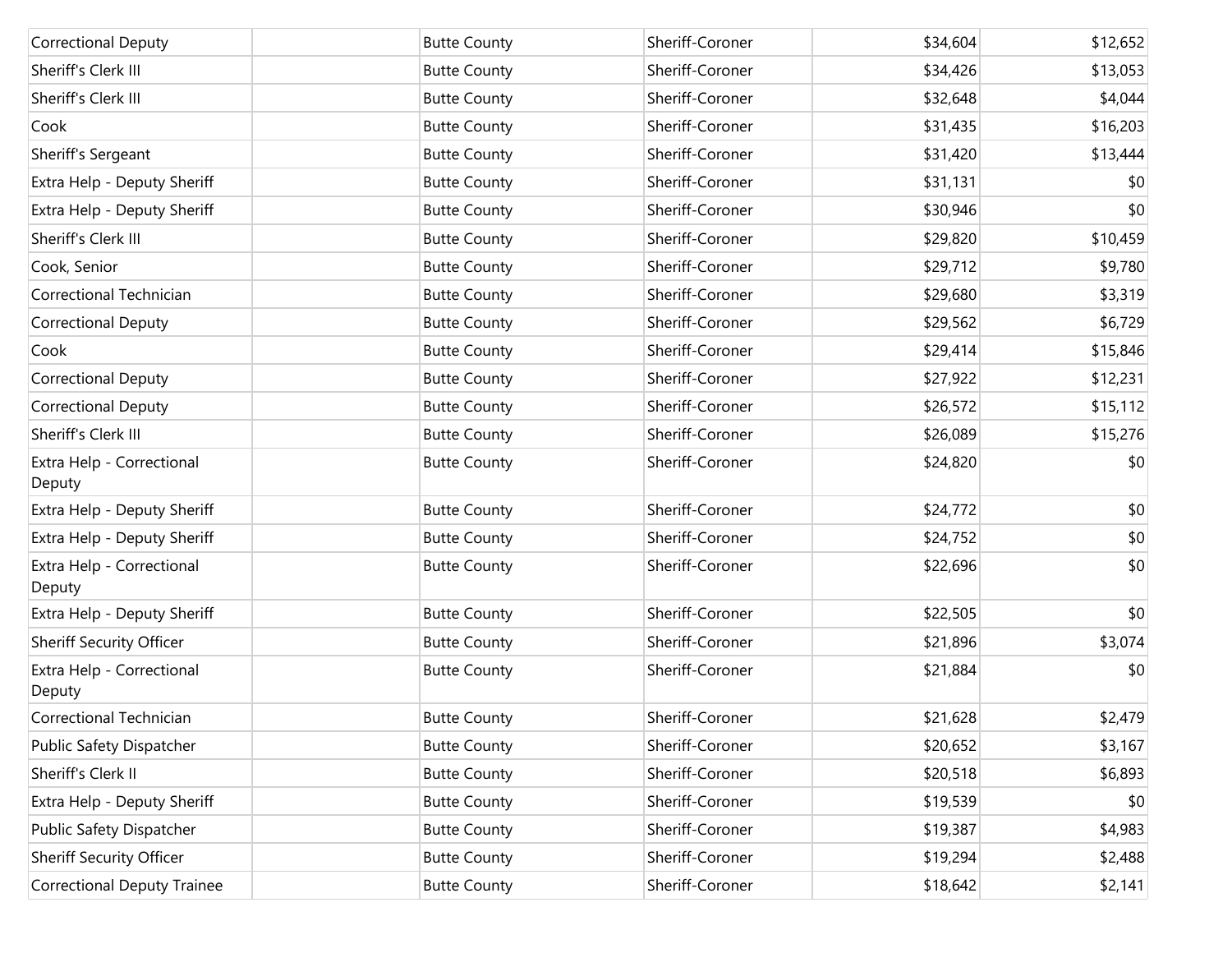| | | | | | |
|---|---|---|---|---|---|
| Correctional Deputy | | Butte County | Sheriff-Coroner | $34,604 | $12,652 |
| Sheriff's Clerk III | | Butte County | Sheriff-Coroner | $34,426 | $13,053 |
| Sheriff's Clerk III | | Butte County | Sheriff-Coroner | $32,648 | $4,044 |
| Cook | | Butte County | Sheriff-Coroner | $31,435 | $16,203 |
| Sheriff's Sergeant | | Butte County | Sheriff-Coroner | $31,420 | $13,444 |
| Extra Help - Deputy Sheriff | | Butte County | Sheriff-Coroner | $31,131 | $0 |
| Extra Help - Deputy Sheriff | | Butte County | Sheriff-Coroner | $30,946 | $0 |
| Sheriff's Clerk III | | Butte County | Sheriff-Coroner | $29,820 | $10,459 |
| Cook, Senior | | Butte County | Sheriff-Coroner | $29,712 | $9,780 |
| Correctional Technician | | Butte County | Sheriff-Coroner | $29,680 | $3,319 |
| Correctional Deputy | | Butte County | Sheriff-Coroner | $29,562 | $6,729 |
| Cook | | Butte County | Sheriff-Coroner | $29,414 | $15,846 |
| Correctional Deputy | | Butte County | Sheriff-Coroner | $27,922 | $12,231 |
| Correctional Deputy | | Butte County | Sheriff-Coroner | $26,572 | $15,112 |
| Sheriff's Clerk III | | Butte County | Sheriff-Coroner | $26,089 | $15,276 |
| Extra Help - Correctional Deputy | | Butte County | Sheriff-Coroner | $24,820 | $0 |
| Extra Help - Deputy Sheriff | | Butte County | Sheriff-Coroner | $24,772 | $0 |
| Extra Help - Deputy Sheriff | | Butte County | Sheriff-Coroner | $24,752 | $0 |
| Extra Help - Correctional Deputy | | Butte County | Sheriff-Coroner | $22,696 | $0 |
| Extra Help - Deputy Sheriff | | Butte County | Sheriff-Coroner | $22,505 | $0 |
| Sheriff Security Officer | | Butte County | Sheriff-Coroner | $21,896 | $3,074 |
| Extra Help - Correctional Deputy | | Butte County | Sheriff-Coroner | $21,884 | $0 |
| Correctional Technician | | Butte County | Sheriff-Coroner | $21,628 | $2,479 |
| Public Safety Dispatcher | | Butte County | Sheriff-Coroner | $20,652 | $3,167 |
| Sheriff's Clerk II | | Butte County | Sheriff-Coroner | $20,518 | $6,893 |
| Extra Help - Deputy Sheriff | | Butte County | Sheriff-Coroner | $19,539 | $0 |
| Public Safety Dispatcher | | Butte County | Sheriff-Coroner | $19,387 | $4,983 |
| Sheriff Security Officer | | Butte County | Sheriff-Coroner | $19,294 | $2,488 |
| Correctional Deputy Trainee | | Butte County | Sheriff-Coroner | $18,642 | $2,141 |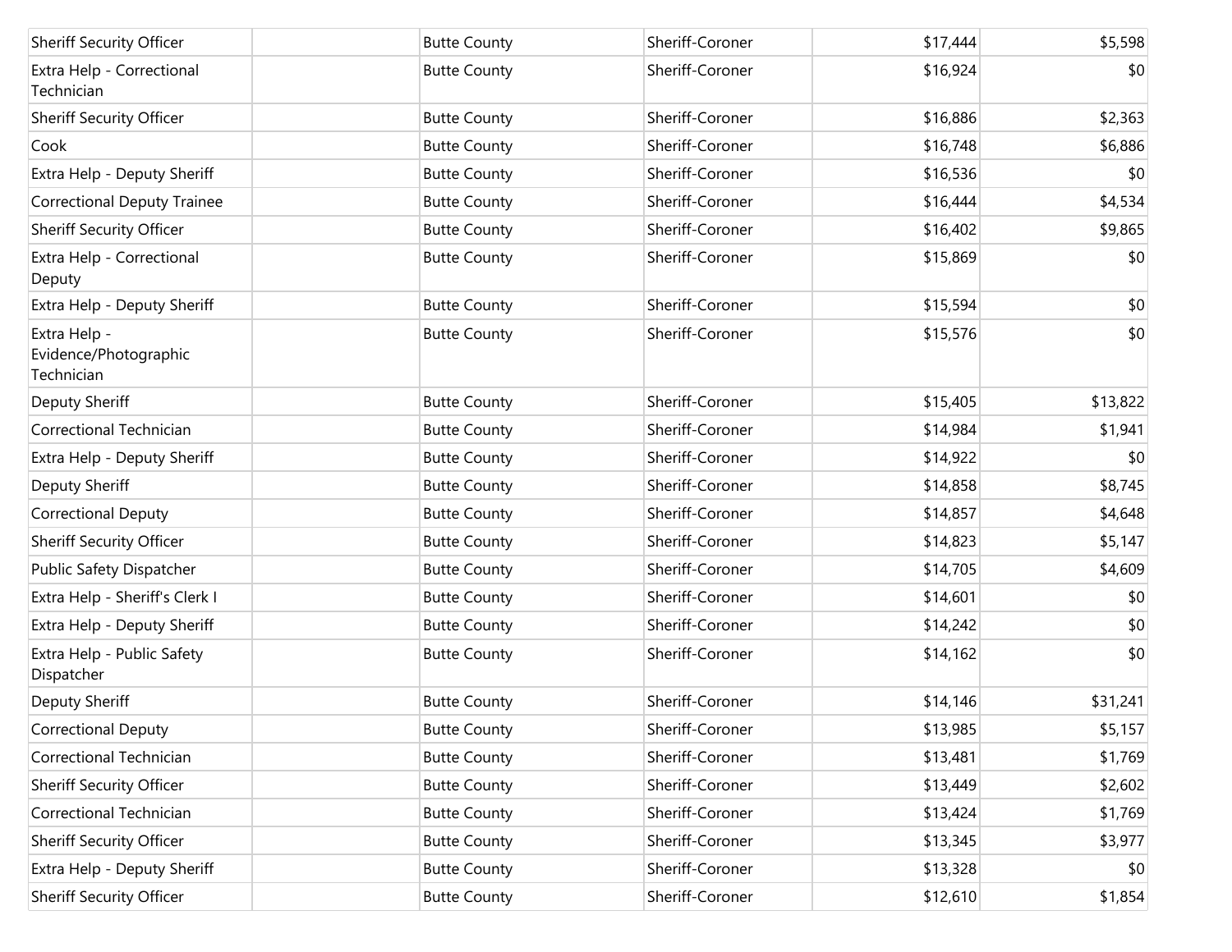| | | | | | |
|---|---|---|---|---|---|
| Sheriff Security Officer | | Butte County | Sheriff-Coroner | $17,444 | $5,598 |
| Extra Help - Correctional Technician | | Butte County | Sheriff-Coroner | $16,924 | $0 |
| Sheriff Security Officer | | Butte County | Sheriff-Coroner | $16,886 | $2,363 |
| Cook | | Butte County | Sheriff-Coroner | $16,748 | $6,886 |
| Extra Help - Deputy Sheriff | | Butte County | Sheriff-Coroner | $16,536 | $0 |
| Correctional Deputy Trainee | | Butte County | Sheriff-Coroner | $16,444 | $4,534 |
| Sheriff Security Officer | | Butte County | Sheriff-Coroner | $16,402 | $9,865 |
| Extra Help - Correctional Deputy | | Butte County | Sheriff-Coroner | $15,869 | $0 |
| Extra Help - Deputy Sheriff | | Butte County | Sheriff-Coroner | $15,594 | $0 |
| Extra Help - Evidence/Photographic Technician | | Butte County | Sheriff-Coroner | $15,576 | $0 |
| Deputy Sheriff | | Butte County | Sheriff-Coroner | $15,405 | $13,822 |
| Correctional Technician | | Butte County | Sheriff-Coroner | $14,984 | $1,941 |
| Extra Help - Deputy Sheriff | | Butte County | Sheriff-Coroner | $14,922 | $0 |
| Deputy Sheriff | | Butte County | Sheriff-Coroner | $14,858 | $8,745 |
| Correctional Deputy | | Butte County | Sheriff-Coroner | $14,857 | $4,648 |
| Sheriff Security Officer | | Butte County | Sheriff-Coroner | $14,823 | $5,147 |
| Public Safety Dispatcher | | Butte County | Sheriff-Coroner | $14,705 | $4,609 |
| Extra Help - Sheriff's Clerk I | | Butte County | Sheriff-Coroner | $14,601 | $0 |
| Extra Help - Deputy Sheriff | | Butte County | Sheriff-Coroner | $14,242 | $0 |
| Extra Help - Public Safety Dispatcher | | Butte County | Sheriff-Coroner | $14,162 | $0 |
| Deputy Sheriff | | Butte County | Sheriff-Coroner | $14,146 | $31,241 |
| Correctional Deputy | | Butte County | Sheriff-Coroner | $13,985 | $5,157 |
| Correctional Technician | | Butte County | Sheriff-Coroner | $13,481 | $1,769 |
| Sheriff Security Officer | | Butte County | Sheriff-Coroner | $13,449 | $2,602 |
| Correctional Technician | | Butte County | Sheriff-Coroner | $13,424 | $1,769 |
| Sheriff Security Officer | | Butte County | Sheriff-Coroner | $13,345 | $3,977 |
| Extra Help - Deputy Sheriff | | Butte County | Sheriff-Coroner | $13,328 | $0 |
| Sheriff Security Officer | | Butte County | Sheriff-Coroner | $12,610 | $1,854 |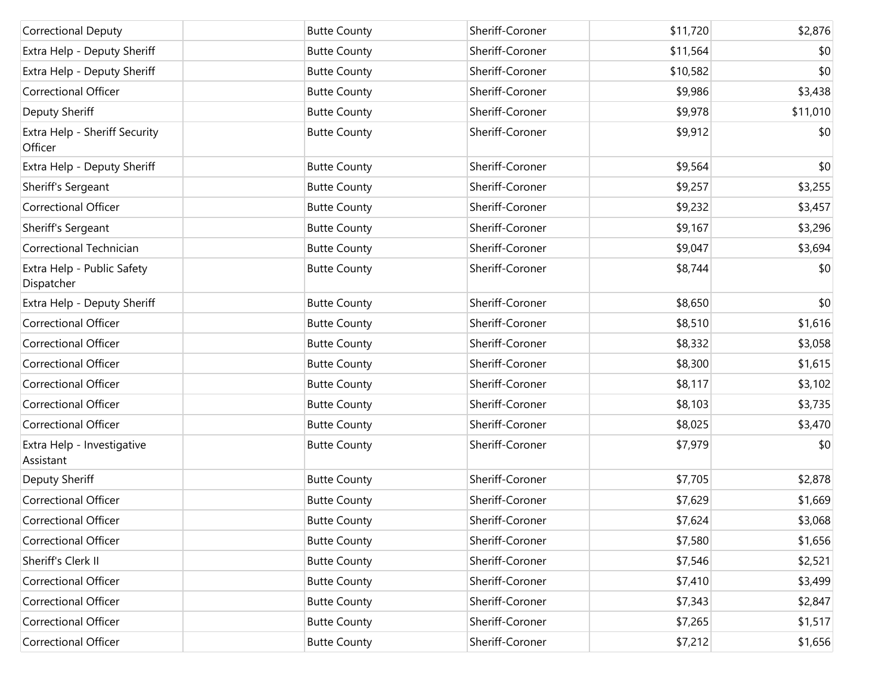| | | | | | |
|---|---|---|---|---|---|
| Correctional Deputy | | Butte County | Sheriff-Coroner | $11,720 | $2,876 |
| Extra Help - Deputy Sheriff | | Butte County | Sheriff-Coroner | $11,564 | $0 |
| Extra Help - Deputy Sheriff | | Butte County | Sheriff-Coroner | $10,582 | $0 |
| Correctional Officer | | Butte County | Sheriff-Coroner | $9,986 | $3,438 |
| Deputy Sheriff | | Butte County | Sheriff-Coroner | $9,978 | $11,010 |
| Extra Help - Sheriff Security Officer | | Butte County | Sheriff-Coroner | $9,912 | $0 |
| Extra Help - Deputy Sheriff | | Butte County | Sheriff-Coroner | $9,564 | $0 |
| Sheriff's Sergeant | | Butte County | Sheriff-Coroner | $9,257 | $3,255 |
| Correctional Officer | | Butte County | Sheriff-Coroner | $9,232 | $3,457 |
| Sheriff's Sergeant | | Butte County | Sheriff-Coroner | $9,167 | $3,296 |
| Correctional Technician | | Butte County | Sheriff-Coroner | $9,047 | $3,694 |
| Extra Help - Public Safety Dispatcher | | Butte County | Sheriff-Coroner | $8,744 | $0 |
| Extra Help - Deputy Sheriff | | Butte County | Sheriff-Coroner | $8,650 | $0 |
| Correctional Officer | | Butte County | Sheriff-Coroner | $8,510 | $1,616 |
| Correctional Officer | | Butte County | Sheriff-Coroner | $8,332 | $3,058 |
| Correctional Officer | | Butte County | Sheriff-Coroner | $8,300 | $1,615 |
| Correctional Officer | | Butte County | Sheriff-Coroner | $8,117 | $3,102 |
| Correctional Officer | | Butte County | Sheriff-Coroner | $8,103 | $3,735 |
| Correctional Officer | | Butte County | Sheriff-Coroner | $8,025 | $3,470 |
| Extra Help - Investigative Assistant | | Butte County | Sheriff-Coroner | $7,979 | $0 |
| Deputy Sheriff | | Butte County | Sheriff-Coroner | $7,705 | $2,878 |
| Correctional Officer | | Butte County | Sheriff-Coroner | $7,629 | $1,669 |
| Correctional Officer | | Butte County | Sheriff-Coroner | $7,624 | $3,068 |
| Correctional Officer | | Butte County | Sheriff-Coroner | $7,580 | $1,656 |
| Sheriff's Clerk II | | Butte County | Sheriff-Coroner | $7,546 | $2,521 |
| Correctional Officer | | Butte County | Sheriff-Coroner | $7,410 | $3,499 |
| Correctional Officer | | Butte County | Sheriff-Coroner | $7,343 | $2,847 |
| Correctional Officer | | Butte County | Sheriff-Coroner | $7,265 | $1,517 |
| Correctional Officer | | Butte County | Sheriff-Coroner | $7,212 | $1,656 |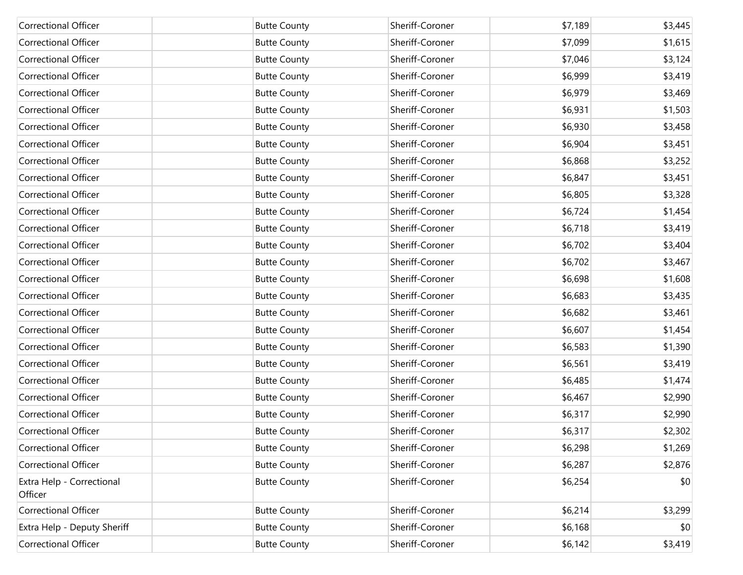| | | | | | |
|---|---|---|---|---|---|
| Correctional Officer | | Butte County | Sheriff-Coroner | $7,189 | $3,445 |
| Correctional Officer | | Butte County | Sheriff-Coroner | $7,099 | $1,615 |
| Correctional Officer | | Butte County | Sheriff-Coroner | $7,046 | $3,124 |
| Correctional Officer | | Butte County | Sheriff-Coroner | $6,999 | $3,419 |
| Correctional Officer | | Butte County | Sheriff-Coroner | $6,979 | $3,469 |
| Correctional Officer | | Butte County | Sheriff-Coroner | $6,931 | $1,503 |
| Correctional Officer | | Butte County | Sheriff-Coroner | $6,930 | $3,458 |
| Correctional Officer | | Butte County | Sheriff-Coroner | $6,904 | $3,451 |
| Correctional Officer | | Butte County | Sheriff-Coroner | $6,868 | $3,252 |
| Correctional Officer | | Butte County | Sheriff-Coroner | $6,847 | $3,451 |
| Correctional Officer | | Butte County | Sheriff-Coroner | $6,805 | $3,328 |
| Correctional Officer | | Butte County | Sheriff-Coroner | $6,724 | $1,454 |
| Correctional Officer | | Butte County | Sheriff-Coroner | $6,718 | $3,419 |
| Correctional Officer | | Butte County | Sheriff-Coroner | $6,702 | $3,404 |
| Correctional Officer | | Butte County | Sheriff-Coroner | $6,702 | $3,467 |
| Correctional Officer | | Butte County | Sheriff-Coroner | $6,698 | $1,608 |
| Correctional Officer | | Butte County | Sheriff-Coroner | $6,683 | $3,435 |
| Correctional Officer | | Butte County | Sheriff-Coroner | $6,682 | $3,461 |
| Correctional Officer | | Butte County | Sheriff-Coroner | $6,607 | $1,454 |
| Correctional Officer | | Butte County | Sheriff-Coroner | $6,583 | $1,390 |
| Correctional Officer | | Butte County | Sheriff-Coroner | $6,561 | $3,419 |
| Correctional Officer | | Butte County | Sheriff-Coroner | $6,485 | $1,474 |
| Correctional Officer | | Butte County | Sheriff-Coroner | $6,467 | $2,990 |
| Correctional Officer | | Butte County | Sheriff-Coroner | $6,317 | $2,990 |
| Correctional Officer | | Butte County | Sheriff-Coroner | $6,317 | $2,302 |
| Correctional Officer | | Butte County | Sheriff-Coroner | $6,298 | $1,269 |
| Correctional Officer | | Butte County | Sheriff-Coroner | $6,287 | $2,876 |
| Extra Help - Correctional Officer | | Butte County | Sheriff-Coroner | $6,254 | $0 |
| Correctional Officer | | Butte County | Sheriff-Coroner | $6,214 | $3,299 |
| Extra Help - Deputy Sheriff | | Butte County | Sheriff-Coroner | $6,168 | $0 |
| Correctional Officer | | Butte County | Sheriff-Coroner | $6,142 | $3,419 |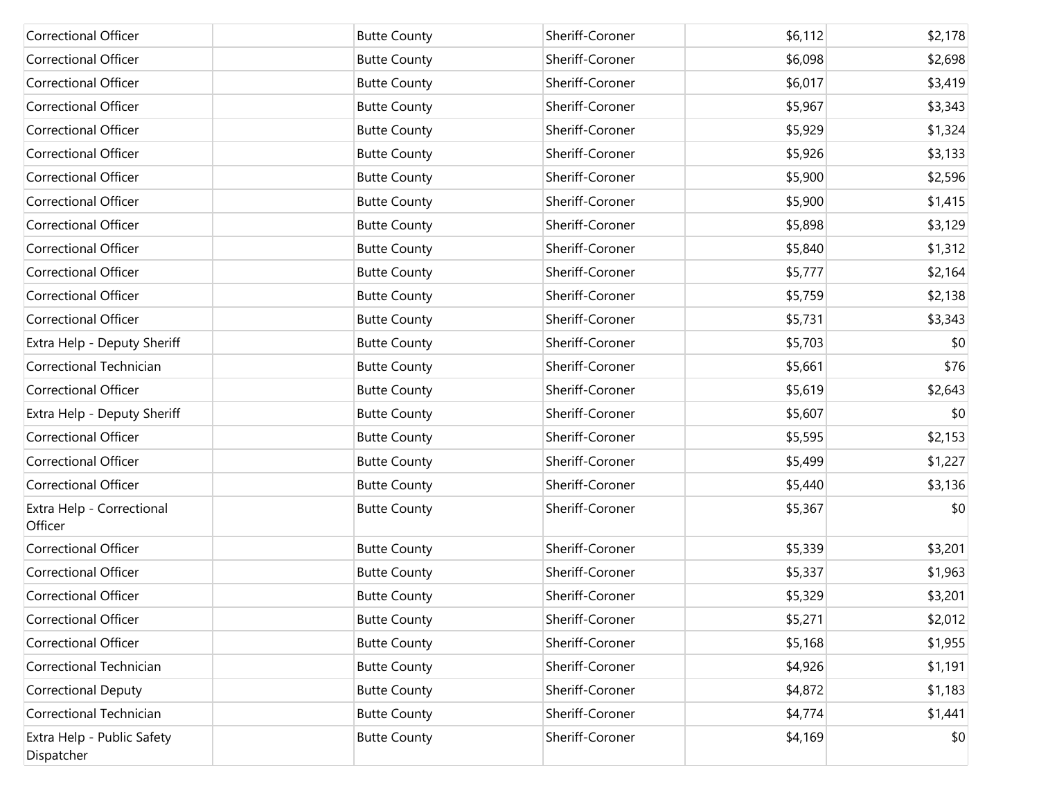| Correctional Officer | | Butte County | Sheriff-Coroner | $6,112 | $2,178 |
|---|---|---|---|---|---|
| Correctional Officer | | Butte County | Sheriff-Coroner | $6,098 | $2,698 |
| Correctional Officer | | Butte County | Sheriff-Coroner | $6,017 | $3,419 |
| Correctional Officer | | Butte County | Sheriff-Coroner | $5,967 | $3,343 |
| Correctional Officer | | Butte County | Sheriff-Coroner | $5,929 | $1,324 |
| Correctional Officer | | Butte County | Sheriff-Coroner | $5,926 | $3,133 |
| Correctional Officer | | Butte County | Sheriff-Coroner | $5,900 | $2,596 |
| Correctional Officer | | Butte County | Sheriff-Coroner | $5,900 | $1,415 |
| Correctional Officer | | Butte County | Sheriff-Coroner | $5,898 | $3,129 |
| Correctional Officer | | Butte County | Sheriff-Coroner | $5,840 | $1,312 |
| Correctional Officer | | Butte County | Sheriff-Coroner | $5,777 | $2,164 |
| Correctional Officer | | Butte County | Sheriff-Coroner | $5,759 | $2,138 |
| Correctional Officer | | Butte County | Sheriff-Coroner | $5,731 | $3,343 |
| Extra Help - Deputy Sheriff | | Butte County | Sheriff-Coroner | $5,703 | $0 |
| Correctional Technician | | Butte County | Sheriff-Coroner | $5,661 | $76 |
| Correctional Officer | | Butte County | Sheriff-Coroner | $5,619 | $2,643 |
| Extra Help - Deputy Sheriff | | Butte County | Sheriff-Coroner | $5,607 | $0 |
| Correctional Officer | | Butte County | Sheriff-Coroner | $5,595 | $2,153 |
| Correctional Officer | | Butte County | Sheriff-Coroner | $5,499 | $1,227 |
| Correctional Officer | | Butte County | Sheriff-Coroner | $5,440 | $3,136 |
| Extra Help - Correctional Officer | | Butte County | Sheriff-Coroner | $5,367 | $0 |
| Correctional Officer | | Butte County | Sheriff-Coroner | $5,339 | $3,201 |
| Correctional Officer | | Butte County | Sheriff-Coroner | $5,337 | $1,963 |
| Correctional Officer | | Butte County | Sheriff-Coroner | $5,329 | $3,201 |
| Correctional Officer | | Butte County | Sheriff-Coroner | $5,271 | $2,012 |
| Correctional Officer | | Butte County | Sheriff-Coroner | $5,168 | $1,955 |
| Correctional Technician | | Butte County | Sheriff-Coroner | $4,926 | $1,191 |
| Correctional Deputy | | Butte County | Sheriff-Coroner | $4,872 | $1,183 |
| Correctional Technician | | Butte County | Sheriff-Coroner | $4,774 | $1,441 |
| Extra Help - Public Safety Dispatcher | | Butte County | Sheriff-Coroner | $4,169 | $0 |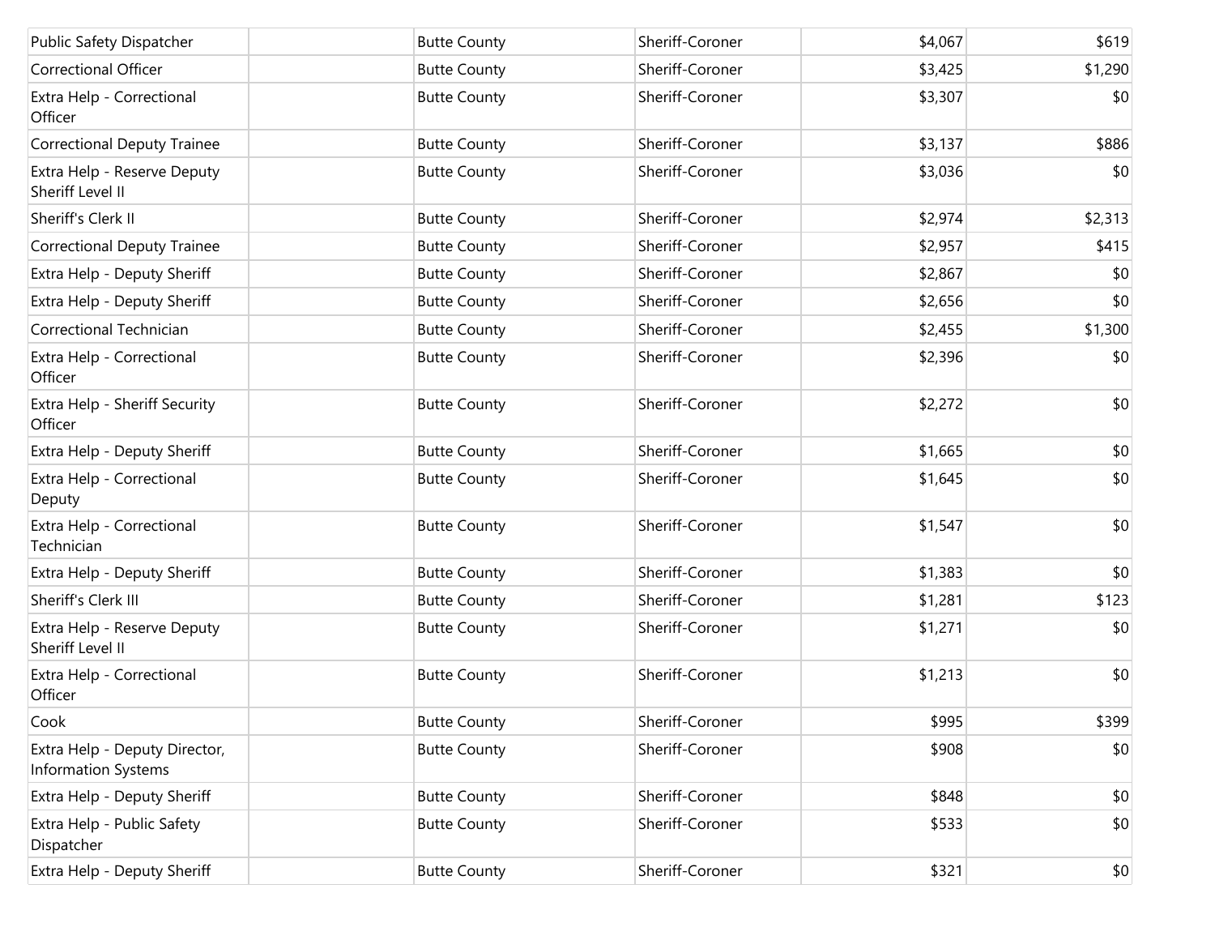| | | | | | |
|---|---|---|---|---|---|
| Public Safety Dispatcher | | Butte County | Sheriff-Coroner | $4,067 | $619 |
| Correctional Officer | | Butte County | Sheriff-Coroner | $3,425 | $1,290 |
| Extra Help - Correctional Officer | | Butte County | Sheriff-Coroner | $3,307 | $0 |
| Correctional Deputy Trainee | | Butte County | Sheriff-Coroner | $3,137 | $886 |
| Extra Help - Reserve Deputy Sheriff Level II | | Butte County | Sheriff-Coroner | $3,036 | $0 |
| Sheriff's Clerk II | | Butte County | Sheriff-Coroner | $2,974 | $2,313 |
| Correctional Deputy Trainee | | Butte County | Sheriff-Coroner | $2,957 | $415 |
| Extra Help - Deputy Sheriff | | Butte County | Sheriff-Coroner | $2,867 | $0 |
| Extra Help - Deputy Sheriff | | Butte County | Sheriff-Coroner | $2,656 | $0 |
| Correctional Technician | | Butte County | Sheriff-Coroner | $2,455 | $1,300 |
| Extra Help - Correctional Officer | | Butte County | Sheriff-Coroner | $2,396 | $0 |
| Extra Help - Sheriff Security Officer | | Butte County | Sheriff-Coroner | $2,272 | $0 |
| Extra Help - Deputy Sheriff | | Butte County | Sheriff-Coroner | $1,665 | $0 |
| Extra Help - Correctional Deputy | | Butte County | Sheriff-Coroner | $1,645 | $0 |
| Extra Help - Correctional Technician | | Butte County | Sheriff-Coroner | $1,547 | $0 |
| Extra Help - Deputy Sheriff | | Butte County | Sheriff-Coroner | $1,383 | $0 |
| Sheriff's Clerk III | | Butte County | Sheriff-Coroner | $1,281 | $123 |
| Extra Help - Reserve Deputy Sheriff Level II | | Butte County | Sheriff-Coroner | $1,271 | $0 |
| Extra Help - Correctional Officer | | Butte County | Sheriff-Coroner | $1,213 | $0 |
| Cook | | Butte County | Sheriff-Coroner | $995 | $399 |
| Extra Help - Deputy Director, Information Systems | | Butte County | Sheriff-Coroner | $908 | $0 |
| Extra Help - Deputy Sheriff | | Butte County | Sheriff-Coroner | $848 | $0 |
| Extra Help - Public Safety Dispatcher | | Butte County | Sheriff-Coroner | $533 | $0 |
| Extra Help - Deputy Sheriff | | Butte County | Sheriff-Coroner | $321 | $0 |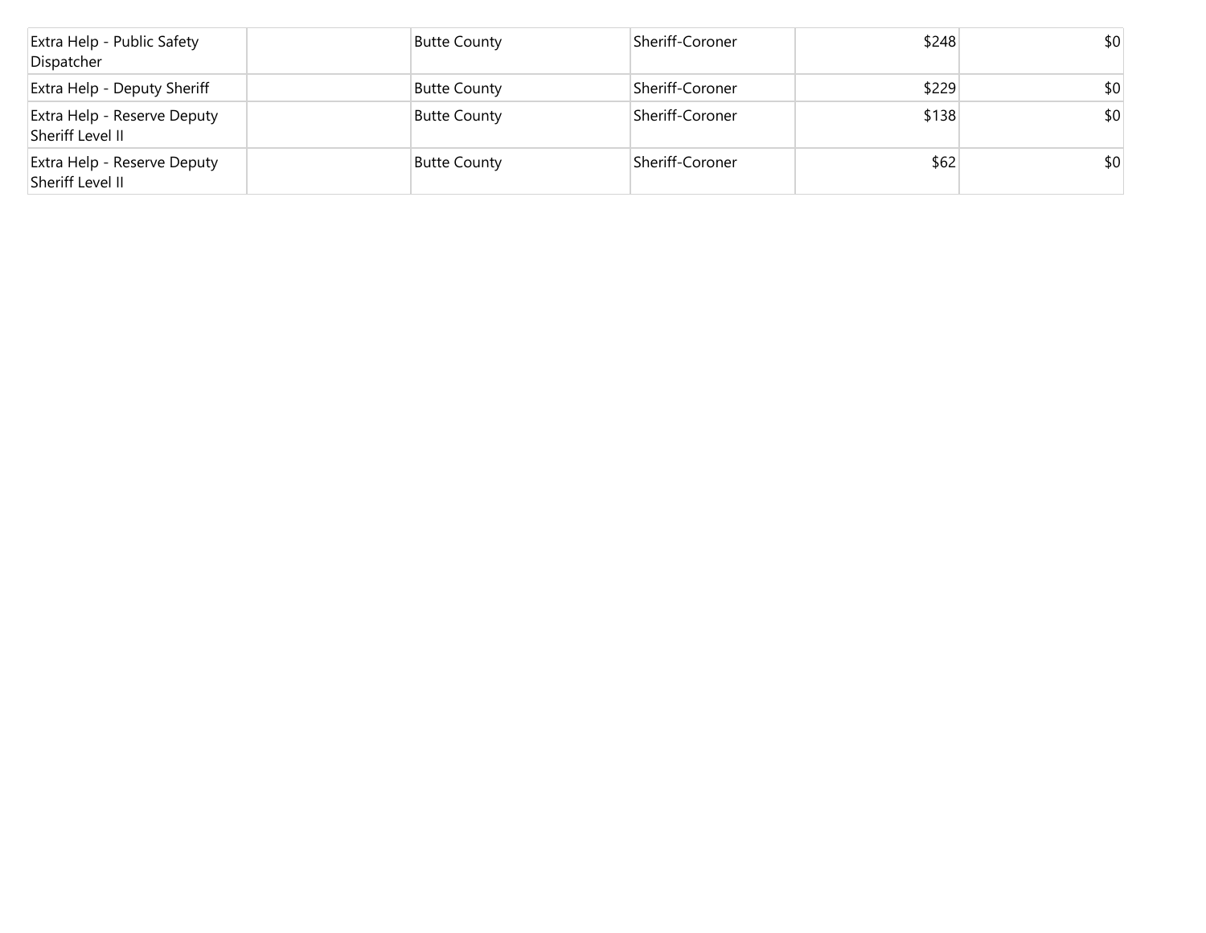| | | | | | |
|---|---|---|---|---|---|
| Extra Help - Public Safety Dispatcher | | Butte County | Sheriff-Coroner | $248 | $0 |
| Extra Help - Deputy Sheriff | | Butte County | Sheriff-Coroner | $229 | $0 |
| Extra Help - Reserve Deputy Sheriff Level II | | Butte County | Sheriff-Coroner | $138 | $0 |
| Extra Help - Reserve Deputy Sheriff Level II | | Butte County | Sheriff-Coroner | $62 | $0 |